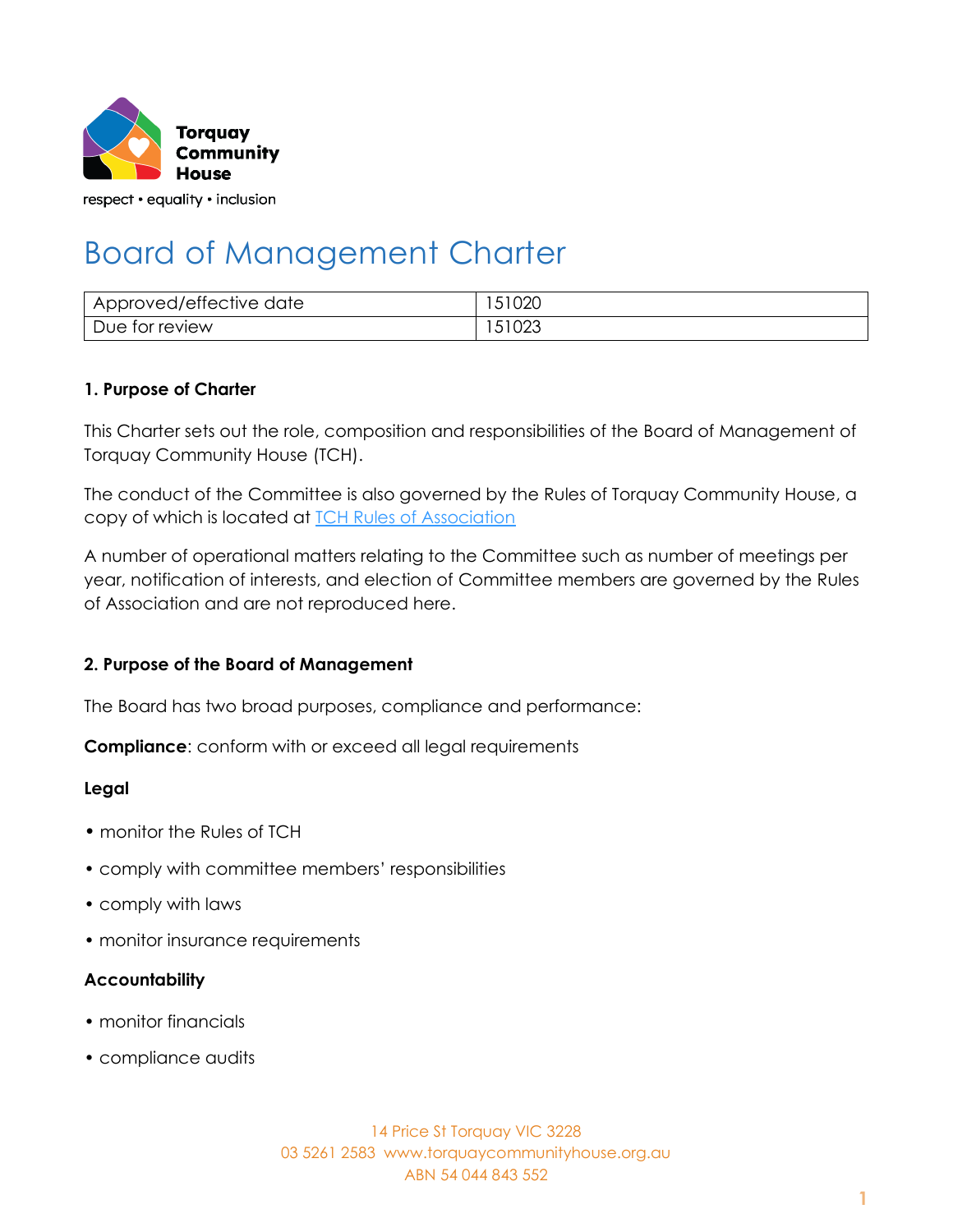Torquay Community House

respect • equality • inclusion

# Board of Management Charter

| Approved/effective date | 151020 |
|---|---|
| Due for review | 151023 |

### 1. Purpose of Charter

This Charter sets out the role, composition and responsibilities of the Board of Management of Torquay Community House (TCH).

The conduct of the Committee is also governed by the Rules of Torquay Community House, a copy of which is located at TCH Rules of Association

A number of operational matters relating to the Committee such as number of meetings per year, notification of interests, and election of Committee members are governed by the Rules of Association and are not reproduced here.

### 2. Purpose of the Board of Management

The Board has two broad purposes, compliance and performance:

**Compliance**: conform with or exceed all legal requirements

**Legal**

- monitor the Rules of TCH
- comply with committee members' responsibilities
- comply with laws
- monitor insurance requirements

**Accountability**

- monitor financials
- compliance audits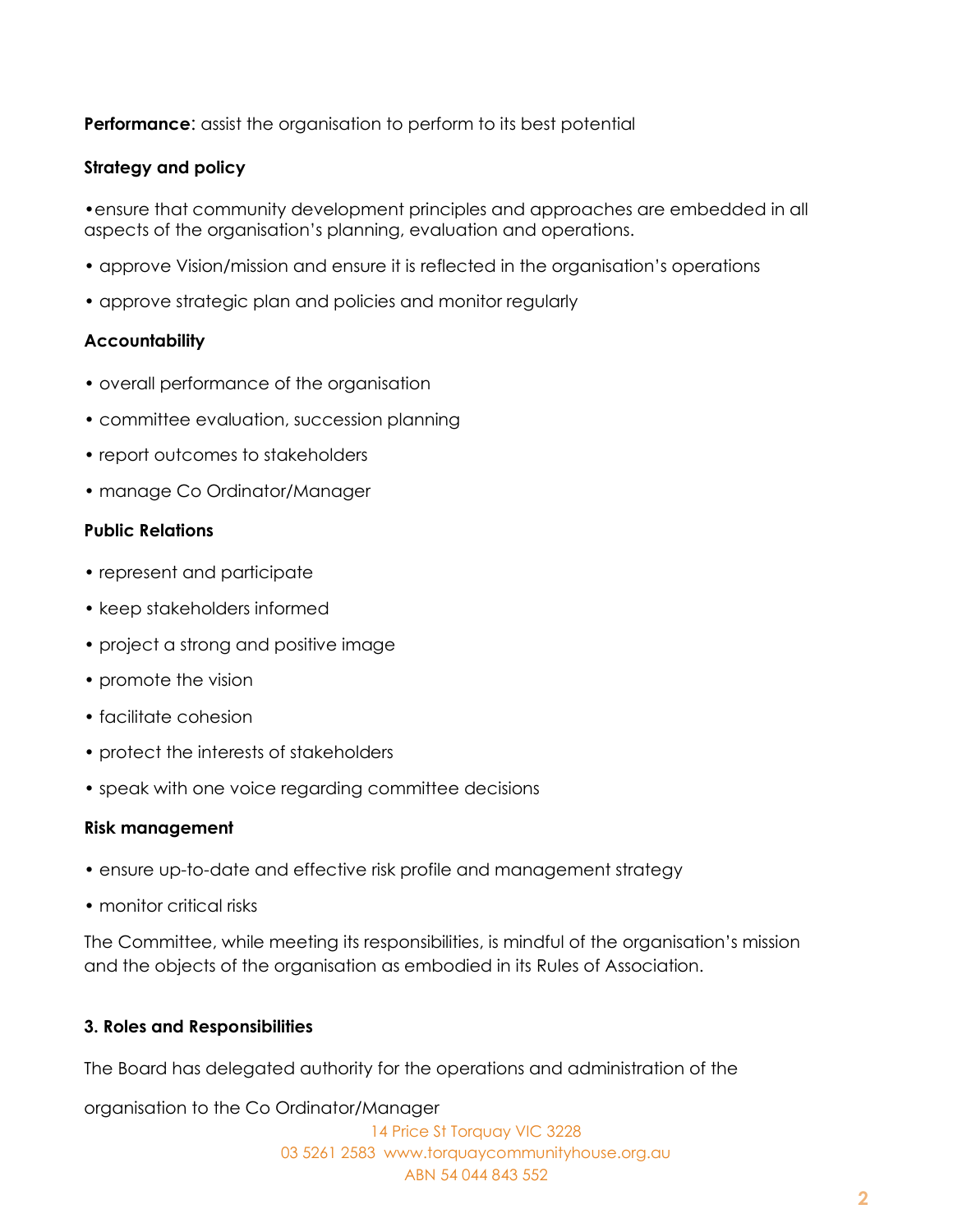**Performance**: assist the organisation to perform to its best potential

**Strategy and policy**

- ensure that community development principles and approaches are embedded in all aspects of the organisation's planning, evaluation and operations.
- approve Vision/mission and ensure it is reflected in the organisation's operations
- approve strategic plan and policies and monitor regularly

**Accountability**

- overall performance of the organisation
- committee evaluation, succession planning
- report outcomes to stakeholders
- manage Co Ordinator/Manager

**Public Relations**

- represent and participate
- keep stakeholders informed
- project a strong and positive image
- promote the vision
- facilitate cohesion
- protect the interests of stakeholders
- speak with one voice regarding committee decisions

**Risk management**

- ensure up-to-date and effective risk profile and management strategy
- monitor critical risks

The Committee, while meeting its responsibilities, is mindful of the organisation's mission and the objects of the organisation as embodied in its Rules of Association.

**3. Roles and Responsibilities**

The Board has delegated authority for the operations and administration of the

organisation to the Co Ordinator/Manager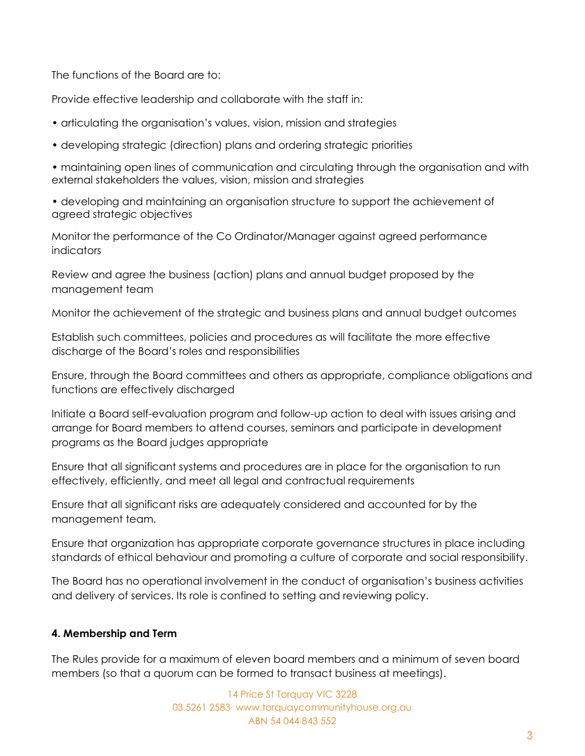The functions of the Board are to:

Provide effective leadership and collaborate with the staff in:

- articulating the organisation's values, vision, mission and strategies
- developing strategic (direction) plans and ordering strategic priorities
- maintaining open lines of communication and circulating through the organisation and with external stakeholders the values, vision, mission and strategies
- developing and maintaining an organisation structure to support the achievement of agreed strategic objectives

Monitor the performance of the Co Ordinator/Manager against agreed performance indicators

Review and agree the business (action) plans and annual budget proposed by the management team

Monitor the achievement of the strategic and business plans and annual budget outcomes

Establish such committees, policies and procedures as will facilitate the more effective discharge of the Board's roles and responsibilities

Ensure, through the Board committees and others as appropriate, compliance obligations and functions are effectively discharged

Initiate a Board self-evaluation program and follow-up action to deal with issues arising and arrange for Board members to attend courses, seminars and participate in development programs as the Board judges appropriate

Ensure that all significant systems and procedures are in place for the organisation to run effectively, efficiently, and meet all legal and contractual requirements

Ensure that all significant risks are adequately considered and accounted for by the management team.

Ensure that organization has appropriate corporate governance structures in place including standards of ethical behaviour and promoting a culture of corporate and social responsibility.

The Board has no operational involvement in the conduct of organisation's business activities and delivery of services. Its role is confined to setting and reviewing policy.

#### 4. Membership and Term

The Rules provide for a maximum of eleven board members and a minimum of seven board members (so that a quorum can be formed to transact business at meetings).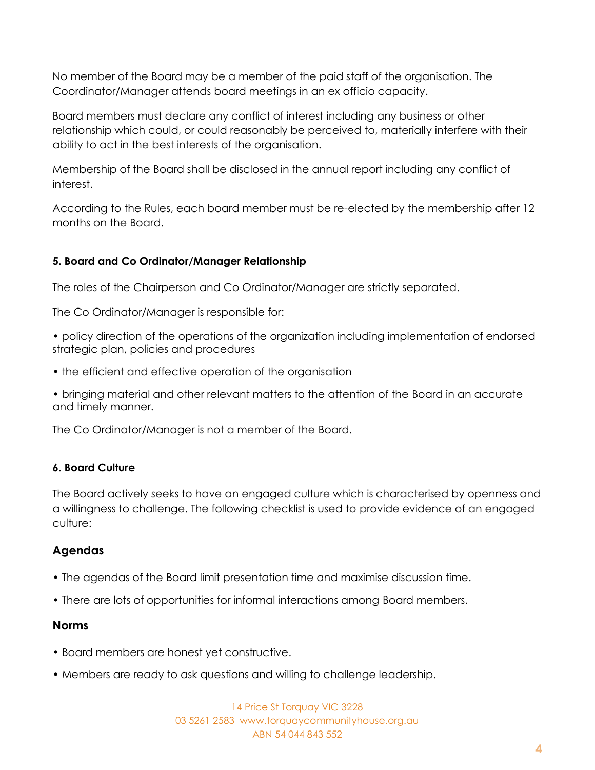No member of the Board may be a member of the paid staff of the organisation. The Coordinator/Manager attends board meetings in an ex officio capacity.

Board members must declare any conflict of interest including any business or other relationship which could, or could reasonably be perceived to, materially interfere with their ability to act in the best interests of the organisation.

Membership of the Board shall be disclosed in the annual report including any conflict of interest.

According to the Rules, each board member must be re-elected by the membership after 12 months on the Board.

**5. Board and Co Ordinator/Manager Relationship**

The roles of the Chairperson and Co Ordinator/Manager are strictly separated.

The Co Ordinator/Manager is responsible for:

- policy direction of the operations of the organization including implementation of endorsed strategic plan, policies and procedures
- the efficient and effective operation of the organisation
- bringing material and other relevant matters to the attention of the Board in an accurate and timely manner.

The Co Ordinator/Manager is not a member of the Board.

**6. Board Culture**

The Board actively seeks to have an engaged culture which is characterised by openness and a willingness to challenge. The following checklist is used to provide evidence of an engaged culture:

## Agendas

- The agendas of the Board limit presentation time and maximise discussion time.
- There are lots of opportunities for informal interactions among Board members.

## Norms

- Board members are honest yet constructive.
- Members are ready to ask questions and willing to challenge leadership.

14 Price St Torquay VIC 3228
03 5261 2583 www.torquaycommunityhouse.org.au
ABN 54 044 843 552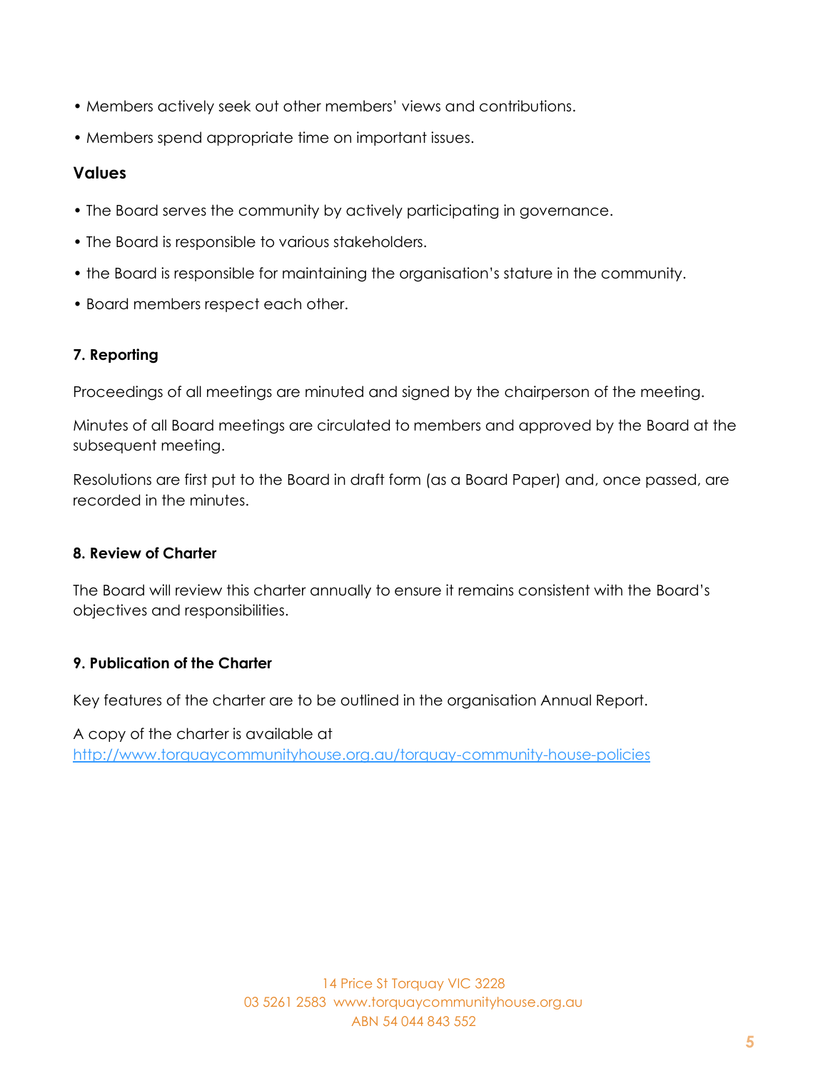- Members actively seek out other members' views and contributions.
- Members spend appropriate time on important issues.

### Values

- The Board serves the community by actively participating in governance.
- The Board is responsible to various stakeholders.
- the Board is responsible for maintaining the organisation's stature in the community.
- Board members respect each other.

**7. Reporting**

Proceedings of all meetings are minuted and signed by the chairperson of the meeting.

Minutes of all Board meetings are circulated to members and approved by the Board at the subsequent meeting.

Resolutions are first put to the Board in draft form (as a Board Paper) and, once passed, are recorded in the minutes.

**8. Review of Charter**

The Board will review this charter annually to ensure it remains consistent with the Board's objectives and responsibilities.

**9. Publication of the Charter**

Key features of the charter are to be outlined in the organisation Annual Report.

A copy of the charter is available at http://www.torquaycommunityhouse.org.au/torquay-community-house-policies

14 Price St Torquay VIC 3228
03 5261 2583 www.torquaycommunityhouse.org.au
ABN 54 044 843 552